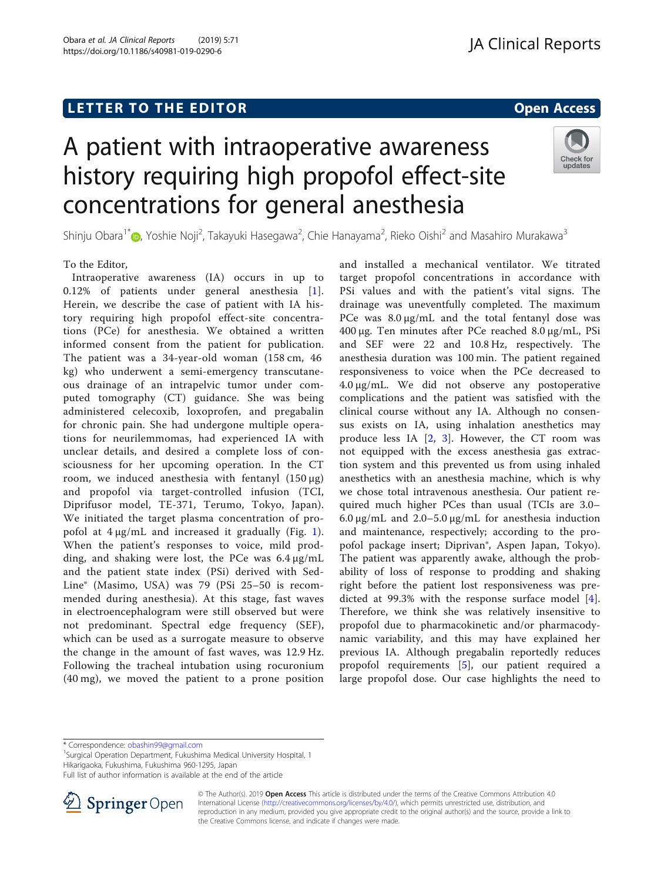LETTER TO THE EDITOR

Open Access

# A patient with intraoperative awareness history requiring high propofol effect-site concentrations for general anesthesia

Shinju Obara[1*], Yoshie Noji[2], Takayuki Hasegawa[2], Chie Hanayama[2], Rieko Oishi[2] and Masahiro Murakawa[3]

To the Editor,

Intraoperative awareness (IA) occurs in up to 0.12% of patients under general anesthesia [1]. Herein, we describe the case of patient with IA history requiring high propofol effect-site concentrations (PCe) for anesthesia. We obtained a written informed consent from the patient for publication. The patient was a 34-year-old woman (158 cm, 46 kg) who underwent a semi-emergency transcutaneous drainage of an intrapelvic tumor under computed tomography (CT) guidance. She was being administered celecoxib, loxoprofen, and pregabalin for chronic pain. She had undergone multiple operations for neurilemmomas, had experienced IA with unclear details, and desired a complete loss of consciousness for her upcoming operation. In the CT room, we induced anesthesia with fentanyl (150 μg) and propofol via target-controlled infusion (TCI, Diprifusor model, TE-371, Terumo, Tokyo, Japan). We initiated the target plasma concentration of propofol at 4 μg/mL and increased it gradually (Fig. 1). When the patient's responses to voice, mild prodding, and shaking were lost, the PCe was 6.4 μg/mL and the patient state index (PSi) derived with SedLine® (Masimo, USA) was 79 (PSi 25–50 is recommended during anesthesia). At this stage, fast waves in electroencephalogram were still observed but were not predominant. Spectral edge frequency (SEF), which can be used as a surrogate measure to observe the change in the amount of fast waves, was 12.9 Hz. Following the tracheal intubation using rocuronium (40 mg), we moved the patient to a prone position and installed a mechanical ventilator. We titrated target propofol concentrations in accordance with PSi values and with the patient's vital signs. The drainage was uneventfully completed. The maximum PCe was 8.0 μg/mL and the total fentanyl dose was 400 μg. Ten minutes after PCe reached 8.0 μg/mL, PSi and SEF were 22 and 10.8 Hz, respectively. The anesthesia duration was 100 min. The patient regained responsiveness to voice when the PCe decreased to 4.0 μg/mL. We did not observe any postoperative complications and the patient was satisfied with the clinical course without any IA. Although no consensus exists on IA, using inhalation anesthetics may produce less IA [2, 3]. However, the CT room was not equipped with the excess anesthesia gas extraction system and this prevented us from using inhaled anesthetics with an anesthesia machine, which is why we chose total intravenous anesthesia. Our patient required much higher PCes than usual (TCIs are 3.0–6.0 μg/mL and 2.0–5.0 μg/mL for anesthesia induction and maintenance, respectively; according to the propofol package insert; Diprivan®, Aspen Japan, Tokyo). The patient was apparently awake, although the probability of loss of response to prodding and shaking right before the patient lost responsiveness was predicted at 99.3% with the response surface model [4]. Therefore, we think she was relatively insensitive to propofol due to pharmacokinetic and/or pharmacodynamic variability, and this may have explained her previous IA. Although pregabalin reportedly reduces propofol requirements [5], our patient required a large propofol dose. Our case highlights the need to

\* Correspondence: obashin99@gmail.com
[1]Surgical Operation Department, Fukushima Medical University Hospital, 1 Hikarigaoka, Fukushima, Fukushima 960-1295, Japan
Full list of author information is available at the end of the article

© The Author(s). 2019 **Open Access** This article is distributed under the terms of the Creative Commons Attribution 4.0 International License (http://creativecommons.org/licenses/by/4.0/), which permits unrestricted use, distribution, and reproduction in any medium, provided you give appropriate credit to the original author(s) and the source, provide a link to the Creative Commons license, and indicate if changes were made.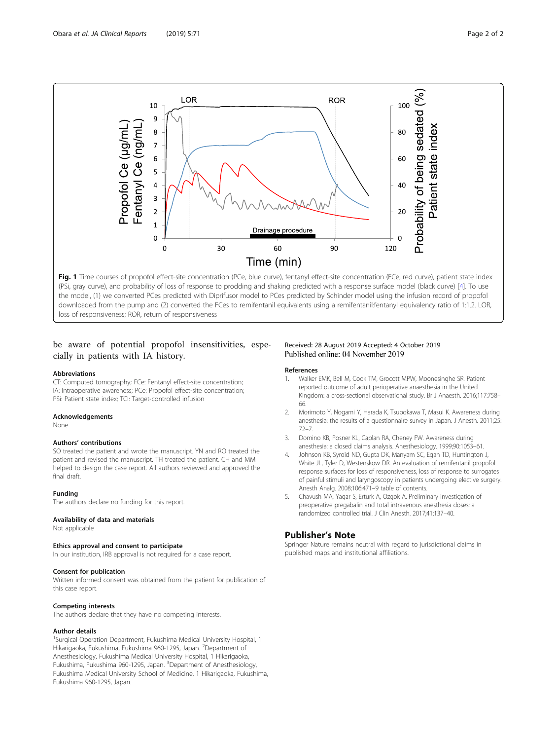LOR

ROR

10
9
8
7
6
5
4
3
2
1
0

Propofol Ce (μg/mL)
Fentanyl Ce (ng/mL)

100
80
60
40
20
0

Probability of being sedated (%)
Patient state index

Drainage procedure

0
30
60
90
120

Time (min)

**Fig. 1** Time courses of propofol effect-site concentration (PCe, blue curve), fentanyl effect-site concentration (FCe, red curve), patient state index (PSi, gray curve), and probability of loss of response to prodding and shaking predicted with a response surface model (black curve) [4]. To use the model, (1) we converted PCes predicted with Diprifusor model to PCes predicted by Schinder model using the infusion record of propofol downloaded from the pump and (2) converted the FCes to remifentanil equivalents using a remifentanil:fentanyl equivalency ratio of 1:1.2. LOR, loss of responsiveness; ROR, return of responsiveness

be aware of potential propofol insensitivities, especially in patients with IA history.

#### Abbreviations

CT: Computed tomography; FCe: Fentanyl effect-site concentration; IA: Intraoperative awareness; PCe: Propofol effect-site concentration; PSi: Patient state index; TCI: Target-controlled infusion

#### Acknowledgements

None

#### Authors' contributions

SO treated the patient and wrote the manuscript. YN and RO treated the patient and revised the manuscript. TH treated the patient. CH and MM helped to design the case report. All authors reviewed and approved the final draft.

#### Funding

The authors declare no funding for this report.

#### Availability of data and materials

Not applicable

#### Ethics approval and consent to participate

In our institution, IRB approval is not required for a case report.

#### Consent for publication

Written informed consent was obtained from the patient for publication of this case report.

#### Competing interests

The authors declare that they have no competing interests.

#### Author details

[1]Surgical Operation Department, Fukushima Medical University Hospital, 1 Hikarigaoka, Fukushima, Fukushima 960-1295, Japan. [2]Department of Anesthesiology, Fukushima Medical University Hospital, 1 Hikarigaoka, Fukushima, Fukushima 960-1295, Japan. [3]Department of Anesthesiology, Fukushima Medical University School of Medicine, 1 Hikarigaoka, Fukushima, Fukushima 960-1295, Japan.

Received: 28 August 2019 Accepted: 4 October 2019
Published online: 04 November 2019

#### References

1. Walker EMK, Bell M, Cook TM, Grocott MPW, Moonesinghe SR. Patient reported outcome of adult perioperative anaesthesia in the United Kingdom: a cross-sectional observational study. Br J Anaesth. 2016;117:758–66.
2. Morimoto Y, Nogami Y, Harada K, Tsubokawa T, Masui K. Awareness during anesthesia: the results of a questionnaire survey in Japan. J Anesth. 2011;25:72–7.
3. Domino KB, Posner KL, Caplan RA, Cheney FW. Awareness during anesthesia: a closed claims analysis. Anesthesiology. 1999;90:1053–61.
4. Johnson KB, Syroid ND, Gupta DK, Manyam SC, Egan TD, Huntington J, White JL, Tyler D, Westenskow DR. An evaluation of remifentanil propofol response surfaces for loss of responsiveness, loss of response to surrogates of painful stimuli and laryngoscopy in patients undergoing elective surgery. Anesth Analg. 2008;106:471–9 table of contents.
5. Chavush MA, Yagar S, Erturk A, Ozgok A. Preliminary investigation of preoperative pregabalin and total intravenous anesthesia doses: a randomized controlled trial. J Clin Anesth. 2017;41:137–40.

## Publisher's Note

Springer Nature remains neutral with regard to jurisdictional claims in published maps and institutional affiliations.